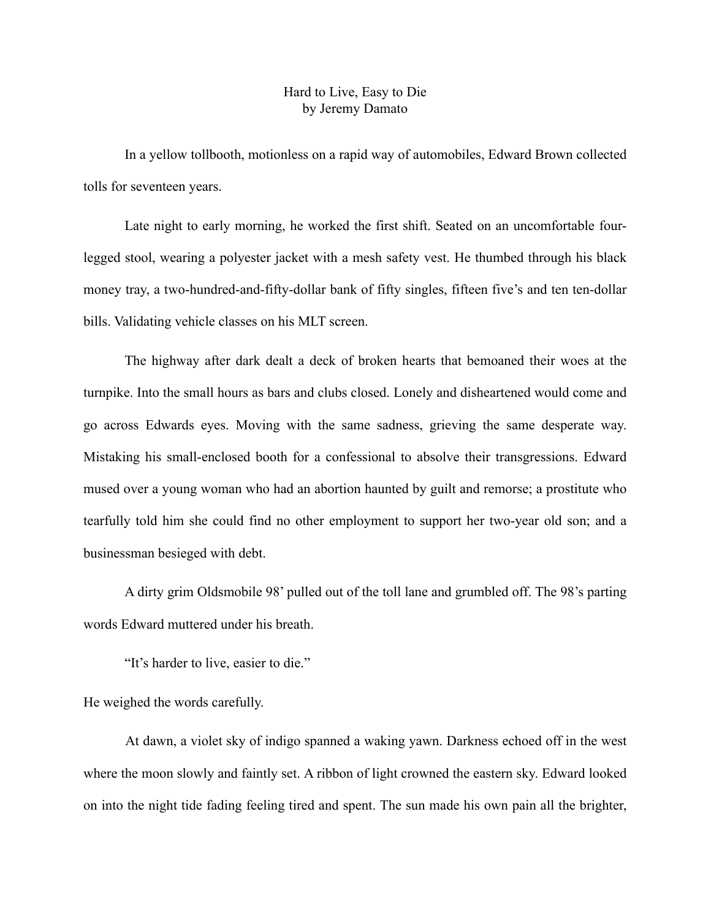# Hard to Live, Easy to Die
by Jeremy Damato

In a yellow tollbooth, motionless on a rapid way of automobiles, Edward Brown collected tolls for seventeen years.

Late night to early morning, he worked the first shift. Seated on an uncomfortable four-legged stool, wearing a polyester jacket with a mesh safety vest. He thumbed through his black money tray, a two-hundred-and-fifty-dollar bank of fifty singles, fifteen five's and ten ten-dollar bills. Validating vehicle classes on his MLT screen.

The highway after dark dealt a deck of broken hearts that bemoaned their woes at the turnpike. Into the small hours as bars and clubs closed. Lonely and disheartened would come and go across Edwards eyes. Moving with the same sadness, grieving the same desperate way. Mistaking his small-enclosed booth for a confessional to absolve their transgressions. Edward mused over a young woman who had an abortion haunted by guilt and remorse; a prostitute who tearfully told him she could find no other employment to support her two-year old son; and a businessman besieged with debt.

A dirty grim Oldsmobile 98' pulled out of the toll lane and grumbled off. The 98's parting words Edward muttered under his breath.

"It's harder to live, easier to die."

He weighed the words carefully.

At dawn, a violet sky of indigo spanned a waking yawn. Darkness echoed off in the west where the moon slowly and faintly set. A ribbon of light crowned the eastern sky. Edward looked on into the night tide fading feeling tired and spent. The sun made his own pain all the brighter,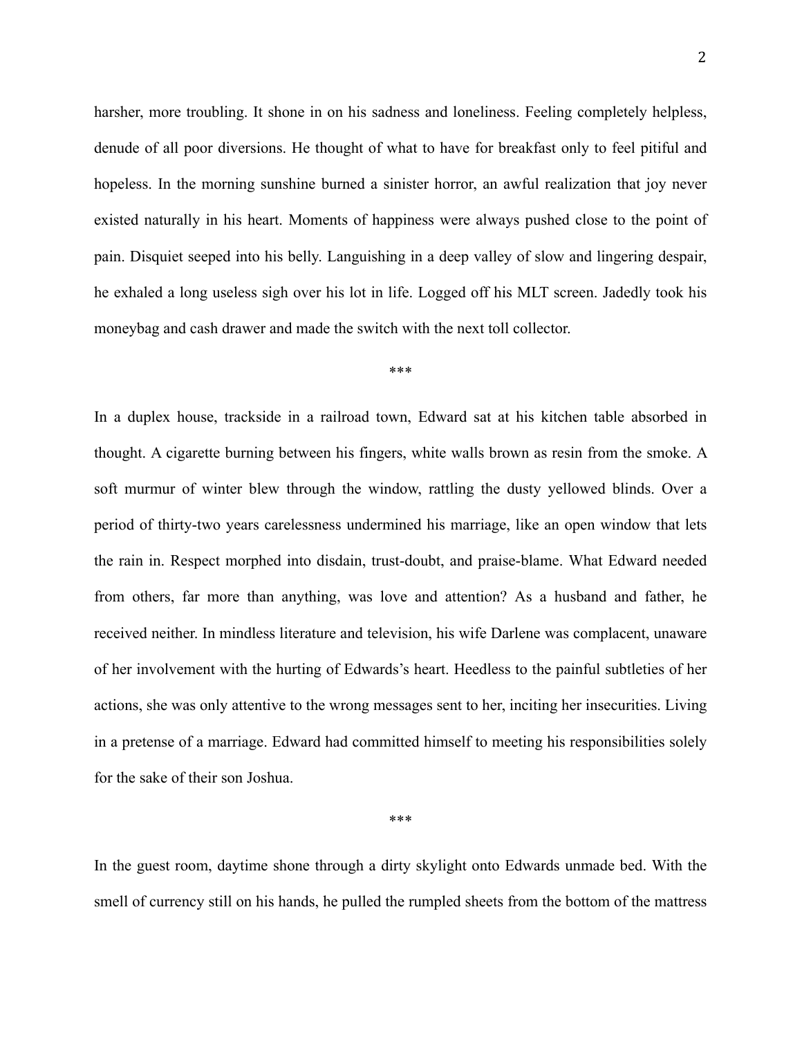harsher, more troubling. It shone in on his sadness and loneliness. Feeling completely helpless, denude of all poor diversions. He thought of what to have for breakfast only to feel pitiful and hopeless. In the morning sunshine burned a sinister horror, an awful realization that joy never existed naturally in his heart. Moments of happiness were always pushed close to the point of pain. Disquiet seeped into his belly. Languishing in a deep valley of slow and lingering despair, he exhaled a long useless sigh over his lot in life. Logged off his MLT screen. Jadedly took his moneybag and cash drawer and made the switch with the next toll collector.

***

In a duplex house, trackside in a railroad town, Edward sat at his kitchen table absorbed in thought. A cigarette burning between his fingers, white walls brown as resin from the smoke. A soft murmur of winter blew through the window, rattling the dusty yellowed blinds. Over a period of thirty-two years carelessness undermined his marriage, like an open window that lets the rain in. Respect morphed into disdain, trust-doubt, and praise-blame. What Edward needed from others, far more than anything, was love and attention? As a husband and father, he received neither. In mindless literature and television, his wife Darlene was complacent, unaware of her involvement with the hurting of Edwards's heart. Heedless to the painful subtleties of her actions, she was only attentive to the wrong messages sent to her, inciting her insecurities. Living in a pretense of a marriage. Edward had committed himself to meeting his responsibilities solely for the sake of their son Joshua.

***

In the guest room, daytime shone through a dirty skylight onto Edwards unmade bed. With the smell of currency still on his hands, he pulled the rumpled sheets from the bottom of the mattress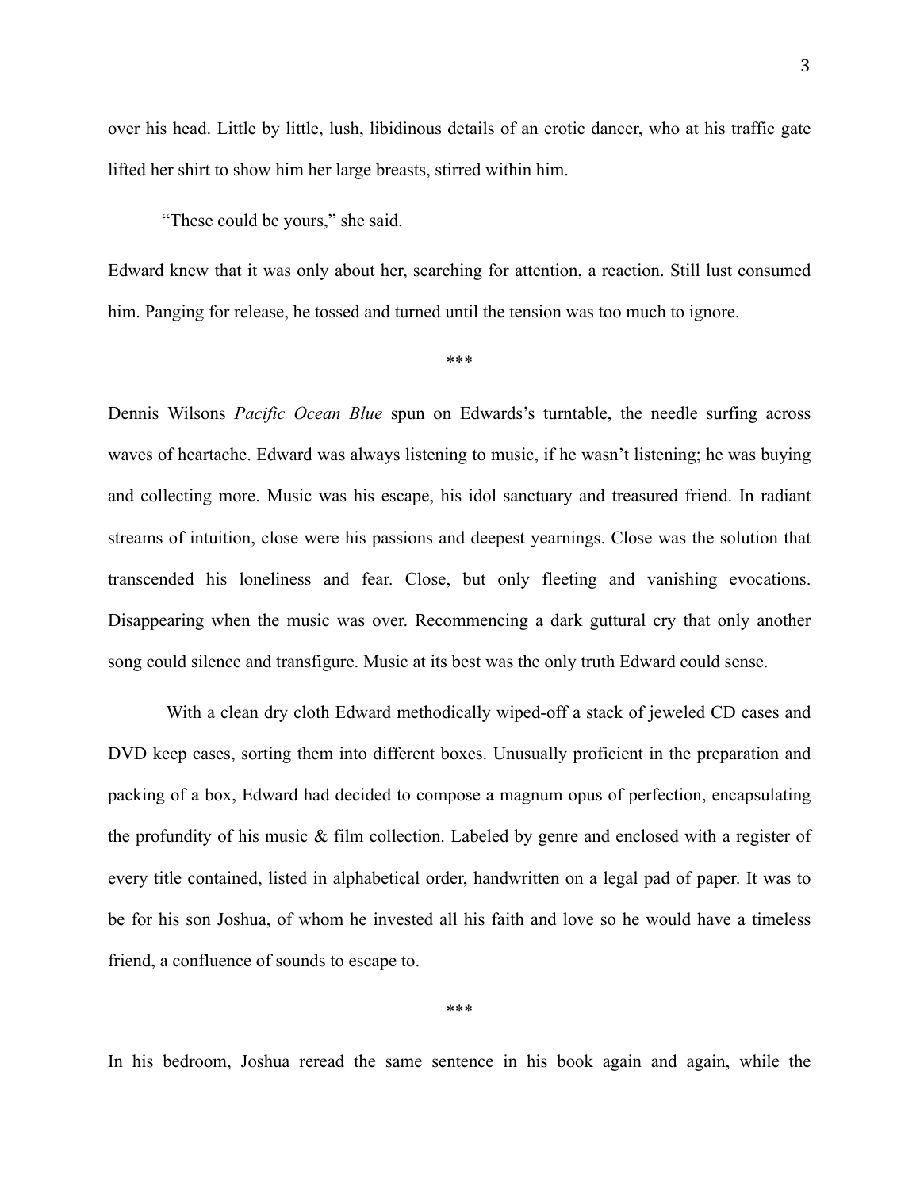over his head. Little by little, lush, libidinous details of an erotic dancer, who at his traffic gate lifted her shirt to show him her large breasts, stirred within him.

"These could be yours," she said.

Edward knew that it was only about her, searching for attention, a reaction. Still lust consumed him. Panging for release, he tossed and turned until the tension was too much to ignore.

\*\*\*

Dennis Wilsons *Pacific Ocean Blue* spun on Edwards's turntable, the needle surfing across waves of heartache. Edward was always listening to music, if he wasn't listening; he was buying and collecting more. Music was his escape, his idol sanctuary and treasured friend. In radiant streams of intuition, close were his passions and deepest yearnings. Close was the solution that transcended his loneliness and fear. Close, but only fleeting and vanishing evocations. Disappearing when the music was over. Recommencing a dark guttural cry that only another song could silence and transfigure. Music at its best was the only truth Edward could sense.

With a clean dry cloth Edward methodically wiped-off a stack of jeweled CD cases and DVD keep cases, sorting them into different boxes. Unusually proficient in the preparation and packing of a box, Edward had decided to compose a magnum opus of perfection, encapsulating the profundity of his music & film collection. Labeled by genre and enclosed with a register of every title contained, listed in alphabetical order, handwritten on a legal pad of paper. It was to be for his son Joshua, of whom he invested all his faith and love so he would have a timeless friend, a confluence of sounds to escape to.

\*\*\*

In his bedroom, Joshua reread the same sentence in his book again and again, while the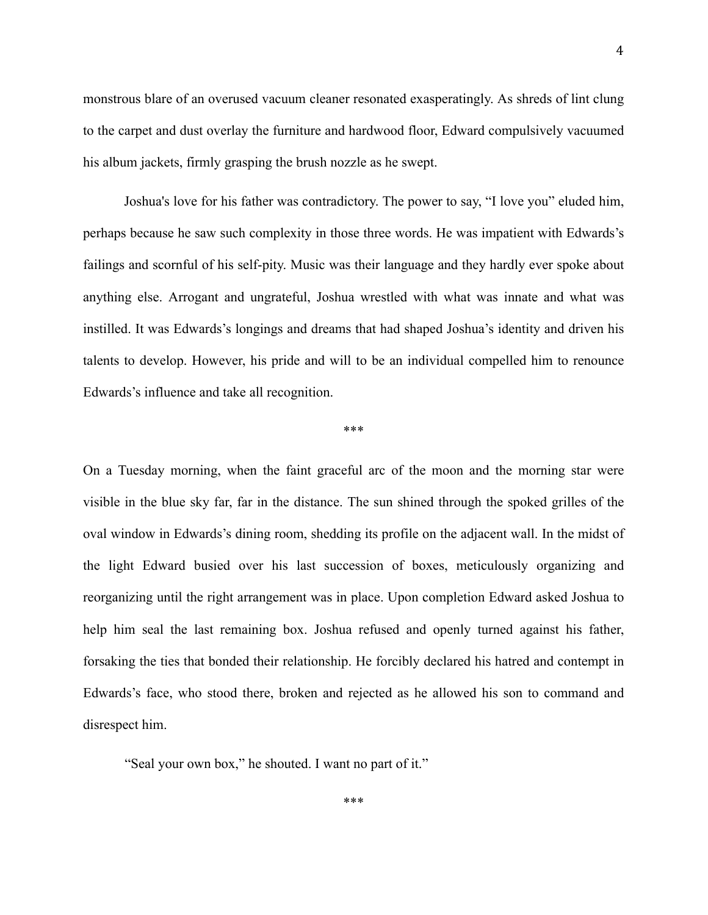monstrous blare of an overused vacuum cleaner resonated exasperatingly. As shreds of lint clung to the carpet and dust overlay the furniture and hardwood floor, Edward compulsively vacuumed his album jackets, firmly grasping the brush nozzle as he swept.

Joshua's love for his father was contradictory. The power to say, "I love you" eluded him, perhaps because he saw such complexity in those three words. He was impatient with Edwards's failings and scornful of his self-pity. Music was their language and they hardly ever spoke about anything else. Arrogant and ungrateful, Joshua wrestled with what was innate and what was instilled. It was Edwards's longings and dreams that had shaped Joshua's identity and driven his talents to develop. However, his pride and will to be an individual compelled him to renounce Edwards's influence and take all recognition.

***

On a Tuesday morning, when the faint graceful arc of the moon and the morning star were visible in the blue sky far, far in the distance. The sun shined through the spoked grilles of the oval window in Edwards's dining room, shedding its profile on the adjacent wall. In the midst of the light Edward busied over his last succession of boxes, meticulously organizing and reorganizing until the right arrangement was in place. Upon completion Edward asked Joshua to help him seal the last remaining box. Joshua refused and openly turned against his father, forsaking the ties that bonded their relationship. He forcibly declared his hatred and contempt in Edwards's face, who stood there, broken and rejected as he allowed his son to command and disrespect him.

"Seal your own box," he shouted. I want no part of it."

***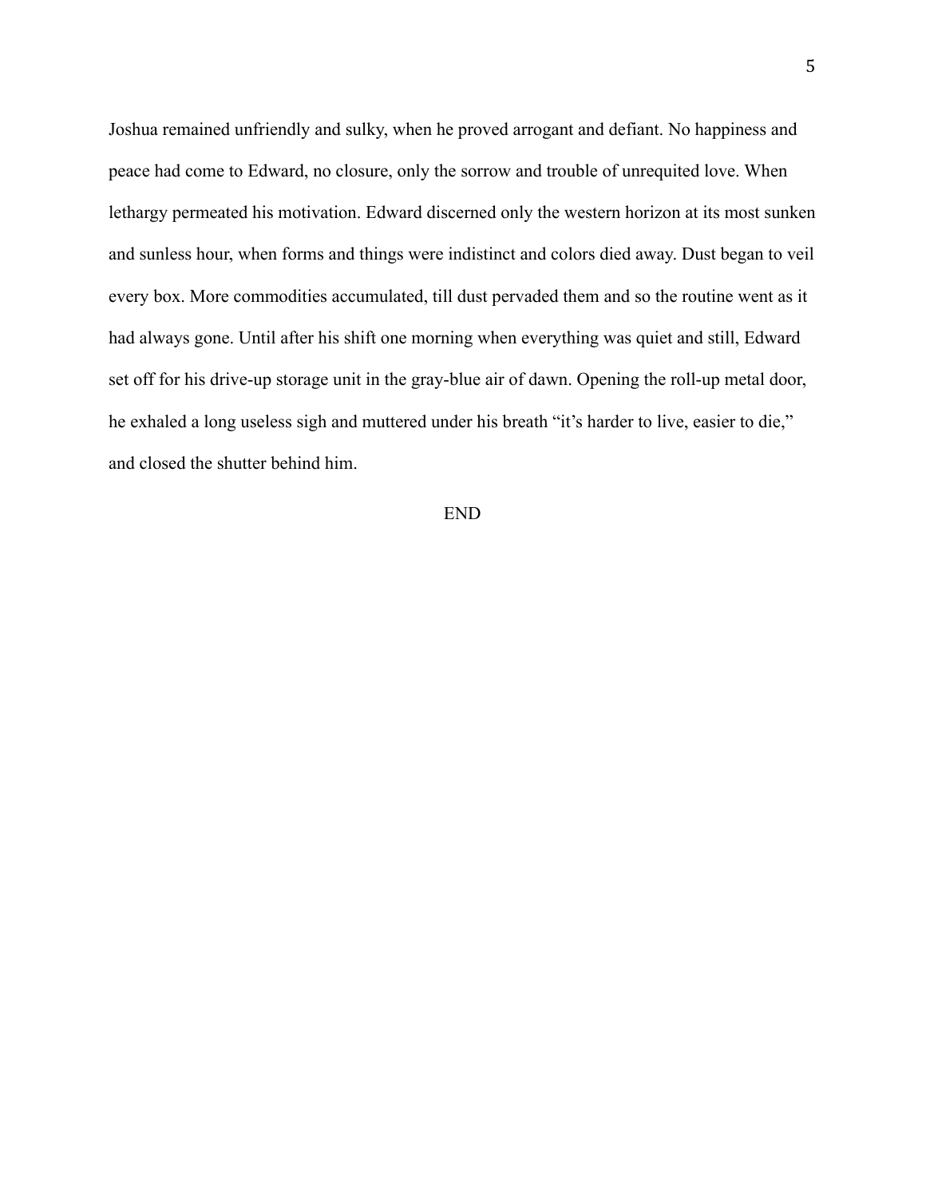Joshua remained unfriendly and sulky, when he proved arrogant and defiant. No happiness and peace had come to Edward, no closure, only the sorrow and trouble of unrequited love. When lethargy permeated his motivation. Edward discerned only the western horizon at its most sunken and sunless hour, when forms and things were indistinct and colors died away. Dust began to veil every box. More commodities accumulated, till dust pervaded them and so the routine went as it had always gone. Until after his shift one morning when everything was quiet and still, Edward set off for his drive-up storage unit in the gray-blue air of dawn. Opening the roll-up metal door, he exhaled a long useless sigh and muttered under his breath "it's harder to live, easier to die," and closed the shutter behind him.

END